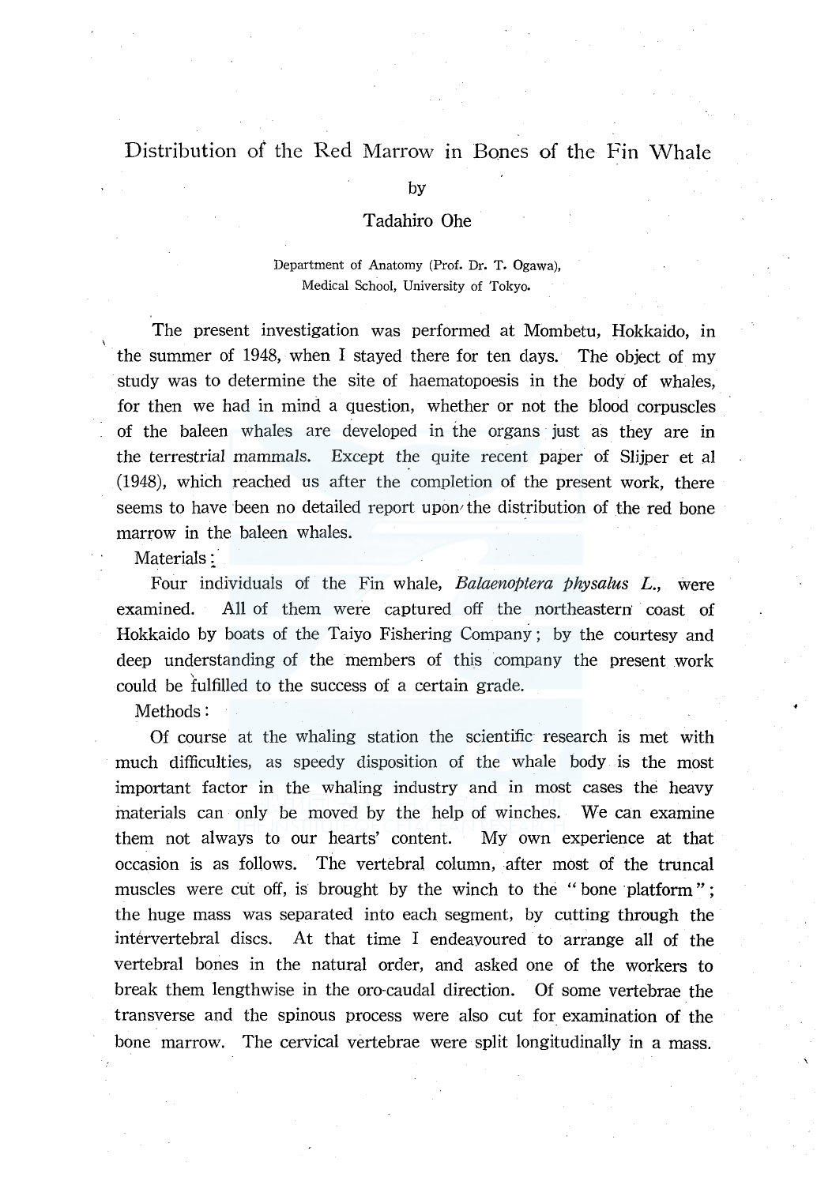# Distribution of the Red Marrow in Bones of the Fin Whale

by

Tadahiro Ohe

Department of Anatomy (Prof. Dr. T. Ogawa), Medical School, University of Tokyo.

The present investigation was performed at Mombetu, Hokkaido, in the summer of 1948, when I stayed there for ten days. The object of my study was to determine the site of haematopoesis in the body of whales, for then we had in mind a question, whether or not the blood corpuscles of the baleen whales are developed in the organs just as they are in the terrestrial mammals. Except the quite recent paper of Slijper et al (1948), which reached us after the completion of the present work, there seems to have been no detailed report upon the distribution of the red bone marrow in the baleen whales.

Materials:

Four individuals of the Fin whale, *Balaenoptera physalus L.*, were examined. All of them were captured off the northeastern coast of Hokkaido by boats of the Taiyo Fishering Company; by the courtesy and deep understanding of the members of this company the present work could be fulfilled to the success of a certain grade.

Methods:

Of course at the whaling station the scientific research is met with much difficulties, as speedy disposition of the whale body is the most important factor in the whaling industry and in most cases the heavy materials can only be moved by the help of winches. We can examine them not always to our hearts' content. My own experience at that occasion is as follows. The vertebral column, after most of the truncal muscles were cut off, is brought by the winch to the "bone platform"; the huge mass was separated into each segment, by cutting through the intervertebral discs. At that time I endeavoured to arrange all of the vertebral bones in the natural order, and asked one of the workers to break them lengthwise in the oro-caudal direction. Of some vertebrae the transverse and the spinous process were also cut for examination of the bone marrow. The cervical vertebrae were split longitudinally in a mass.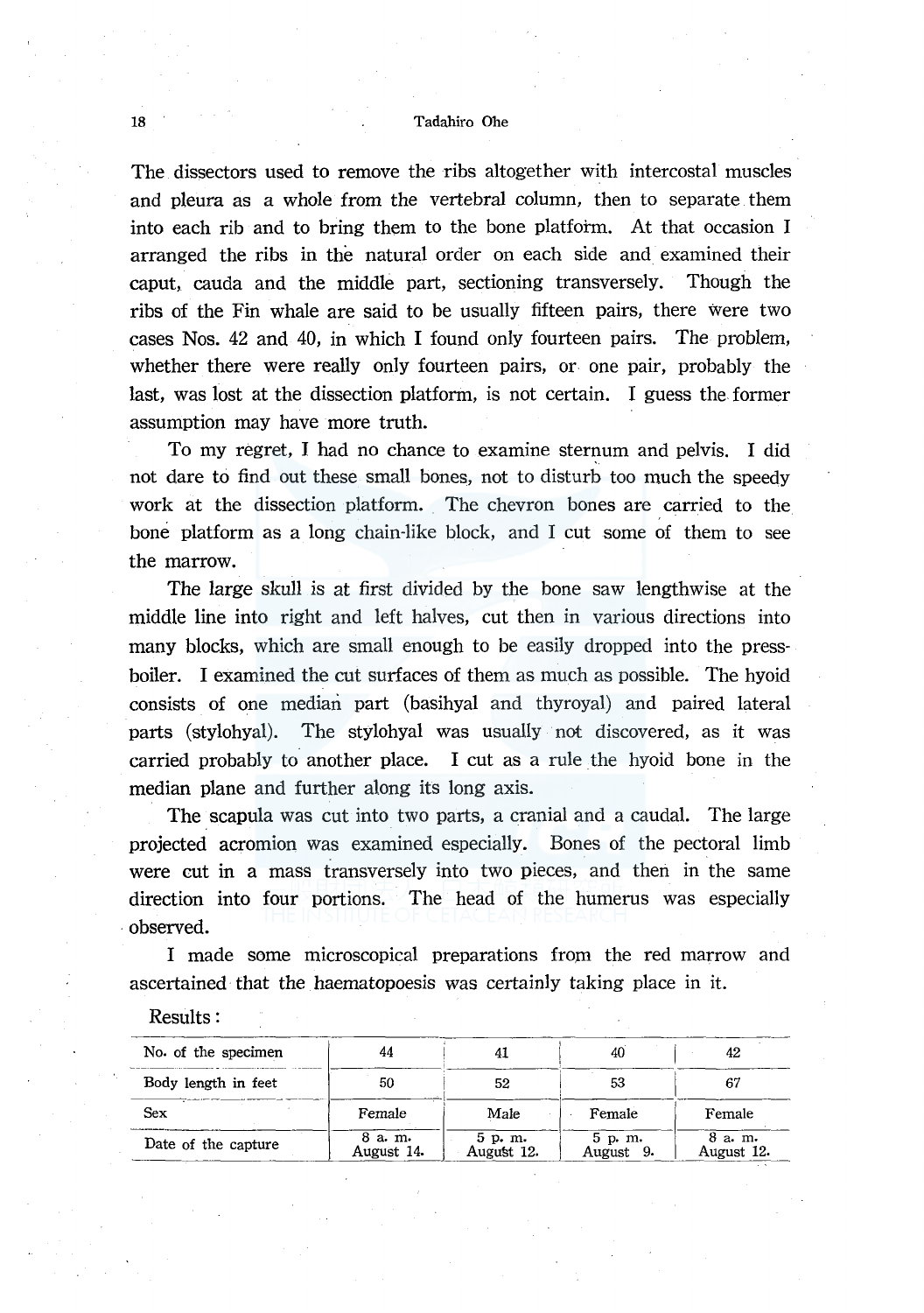The dissectors used to remove the ribs altogether with intercostal muscles and pleura as a whole from the vertebral column, then to separate them into each rib and to bring them to the bone platform. At that occasion I arranged the ribs in the natural order on each side and examined their caput, cauda and the middle part, sectioning transversely. Though the ribs of the Fin whale are said to be usually fifteen pairs, there were two cases Nos. 42 and 40, in which I found only fourteen pairs. The problem, whether there were really only fourteen pairs, or one pair, probably the last, was lost at the dissection platform, is not certain. I guess the former assumption may have more truth.

To my regret, I had no chance to examine sternum and pelvis. I did not dare to find out these small bones, not to disturb too much the speedy work at the dissection platform. The chevron bones are carried to the bone platform as a long chain-like block, and I cut some of them to see the marrow.

The large skull is at first divided by the bone saw lengthwise at the middle line into right and left halves, cut then in various directions into many blocks, which are small enough to be easily dropped into the press-boiler. I examined the cut surfaces of them as much as possible. The hyoid consists of one median part (basihyal and thyroyal) and paired lateral parts (stylohyal). The stylohyal was usually not discovered, as it was carried probably to another place. I cut as a rule the hyoid bone in the median plane and further along its long axis.

The scapula was cut into two parts, a cranial and a caudal. The large projected acromion was examined especially. Bones of the pectoral limb were cut in a mass transversely into two pieces, and then in the same direction into four portions. The head of the humerus was especially observed.

I made some microscopical preparations from the red marrow and ascertained that the haematopoesis was certainly taking place in it.

Results:

| No. of the specimen | 44 | 41 | 40 | 42 |
|---|---|---|---|---|
| Body length in feet | 50 | 52 | 53 | 67 |
| Sex | Female | Male | Female | Female |
| Date of the capture | 8 a. m. August 14. | 5 p. m. August 12. | 5 p. m. August 9. | 8 a. m. August 12. |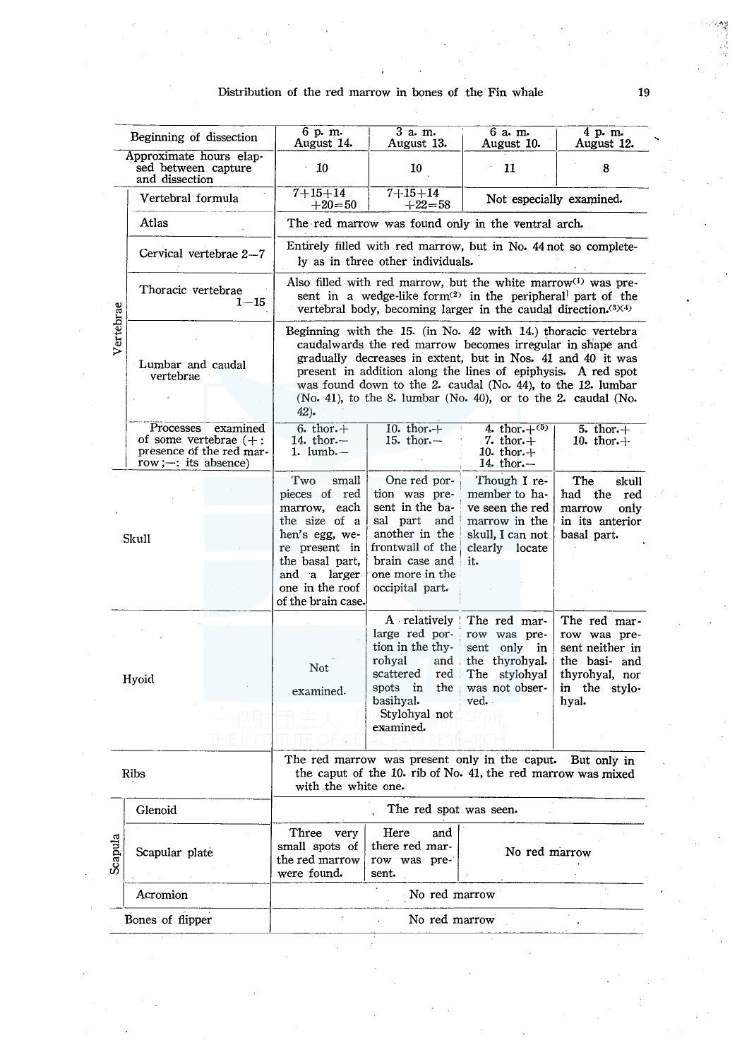| | | | | | |
|---|---|---|---|---|---|
| Beginning of dissection | | 6 p. m. August 14. | 3 a. m. August 13. | 6 a. m. August 10. | 4 p. m. August 12. |
| Approximate hours elapsed between capture and dissection | | 10 | 10 | 11 | 8 |
| Vertebrae | Vertebral formula | 7+15+14 +20=50 | 7+15+14 +22=58 | Not especially examined. | |
| | Atlas | The red marrow was found only in the ventral arch. | | | |
| | Cervical vertebrae 2—7 | Entirely filled with red marrow, but in No. 44 not so completely as in three other individuals. | | | |
| | Thoracic vertebrae 1—15 | Also filled with red marrow, but the white marrow(1) was present in a wedge-like form(2) in the peripheral part of the vertebral body, becoming larger in the caudal direction.(3)(4) | | | |
| | Lumbar and caudal vertebrae | Beginning with the 15. (in No. 42 with 14.) thoracic vertebra caudalwards the red marrow becomes irregular in shape and gradually decreases in extent, but in Nos. 41 and 40 it was present in addition along the lines of epiphysis. A red spot was found down to the 2. caudal (No. 44), to the 12. lumbar (No. 41), to the 8. lumbar (No. 40), or to the 2. caudal (No. 42). | | | |
| | Processes examined of some vertebrae (+: presence of the red marrow; —: its absence) | 6. thor.+ 14. thor.— 1. lumb.— | 10. thor.+ 15. thor.— | 4. thor.+(5) 7. thor.+ 10. thor.+ 14. thor.— | 5. thor.+ 10. thor.+ |
| Skull | | Two small pieces of red marrow, each the size of a hen's egg, were present in the basal part, and a larger one in the roof of the brain case. | One red portion was present in the basal part and another in the frontwall of the brain case and one more in the occipital part. | Though I remember to have seen the red marrow in the skull, I can not clearly locate it. | The skull had the red marrow only in its anterior basal part. |
| Hyoid | | Not examined. | A relatively large red portion in the thyrohyal and scattered red spots in the basihyal. Stylohyal not examined. | The red marrow was present only in the thyrohyal. The stylohyal was not observed. | The red marrow was present neither in the basi- and thyrohyal, nor in the stylohyal. |
| Ribs | | The red marrow was present only in the caput. But only in the caput of the 10. rib of No. 41, the red marrow was mixed with the white one. | | | |
| Scapula | Glenoid | The red spot was seen. | | | |
| | Scapular plate | Three very small spots of the red marrow were found. | Here and there red marrow was present. | No red marrow | |
| | Acromion | No red marrow | | | |
| Bones of flipper | | No red marrow | | | |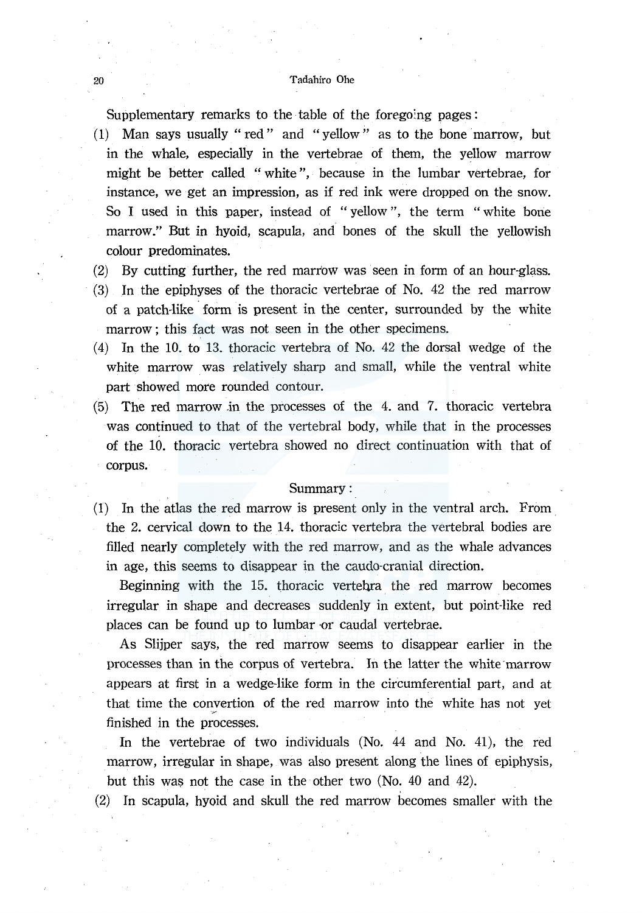Supplementary remarks to the table of the foregoing pages:

(1) Man says usually " red " and " yellow " as to the bone marrow, but in the whale, especially in the vertebrae of them, the yellow marrow might be better called " white ", because in the lumbar vertebrae, for instance, we get an impression, as if red ink were dropped on the snow. So I used in this paper, instead of " yellow ", the term " white bone marrow." But in hyoid, scapula, and bones of the skull the yellowish colour predominates.

(2) By cutting further, the red marrow was seen in form of an hour-glass.

(3) In the epiphyses of the thoracic vertebrae of No. 42 the red marrow of a patch-like form is present in the center, surrounded by the white marrow; this fact was not seen in the other specimens.

(4) In the 10. to 13. thoracic vertebra of No. 42 the dorsal wedge of the white marrow was relatively sharp and small, while the ventral white part showed more rounded contour.

(5) The red marrow in the processes of the 4. and 7. thoracic vertebra was continued to that of the vertebral body, while that in the processes of the 10. thoracic vertebra showed no direct continuation with that of corpus.

## Summary:

(1) In the atlas the red marrow is present only in the ventral arch. From the 2. cervical down to the 14. thoracic vertebra the vertebral bodies are filled nearly completely with the red marrow, and as the whale advances in age, this seems to disappear in the caudo-cranial direction.

Beginning with the 15. thoracic vertebra the red marrow becomes irregular in shape and decreases suddenly in extent, but point-like red places can be found up to lumbar or caudal vertebrae.

As Slijper says, the red marrow seems to disappear earlier in the processes than in the corpus of vertebra. In the latter the white marrow appears at first in a wedge-like form in the circumferential part, and at that time the convertion of the red marrow into the white has not yet finished in the processes.

In the vertebrae of two individuals (No. 44 and No. 41), the red marrow, irregular in shape, was also present along the lines of epiphysis, but this was not the case in the other two (No. 40 and 42).

(2) In scapula, hyoid and skull the red marrow becomes smaller with the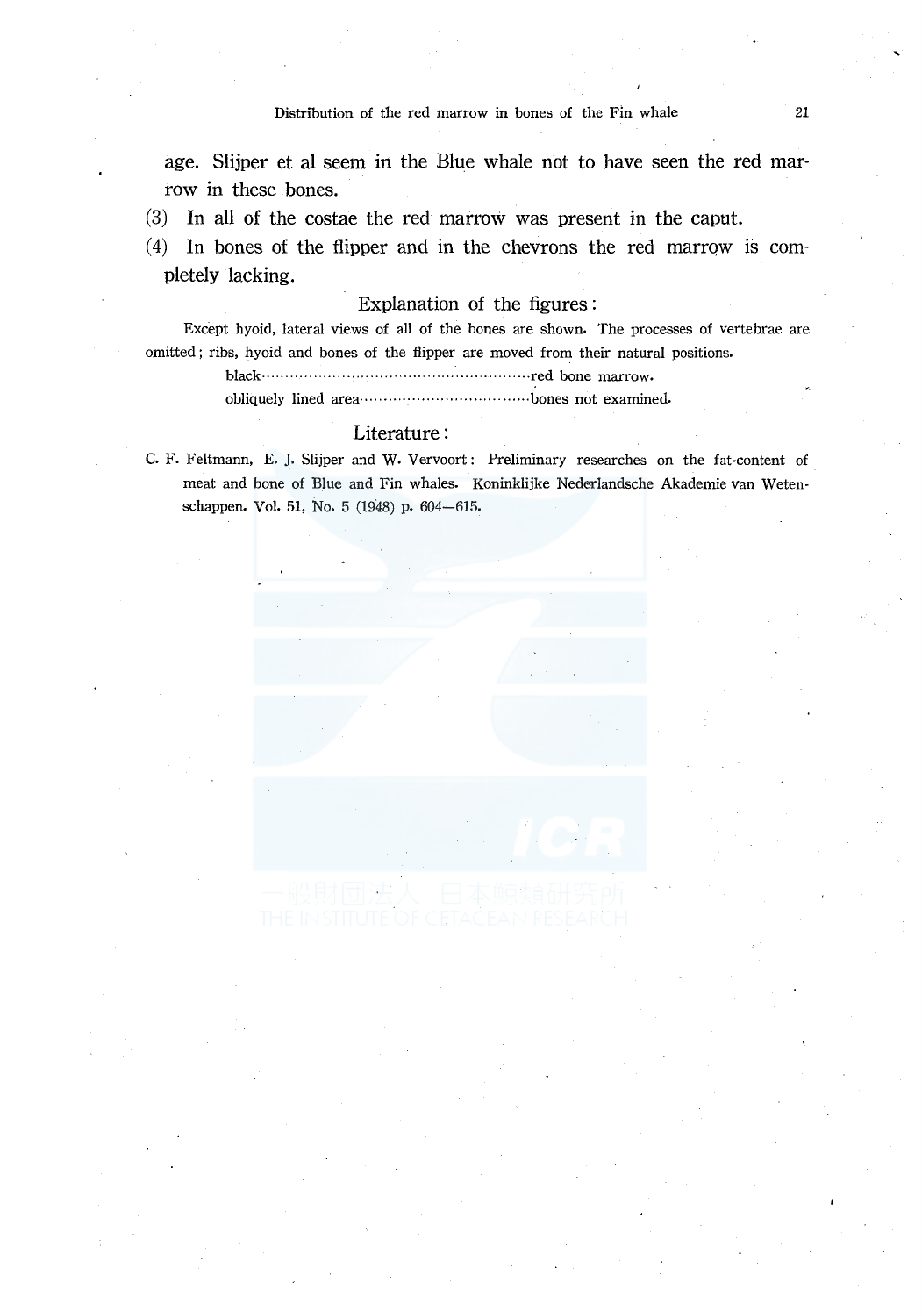age. Slijper et al seem in the Blue whale not to have seen the red marrow in these bones.

(3) In all of the costae the red marrow was present in the caput.

(4) In bones of the flipper and in the chevrons the red marrow is completely lacking.

## Explanation of the figures:

Except hyoid, lateral views of all of the bones are shown. The processes of vertebrae are omitted; ribs, hyoid and bones of the flipper are moved from their natural positions.

black……………………………………red bone marrow.

obliquely lined area……………………bones not examined.

## Literature:

C. F. Feltmann, E. J. Slijper and W. Vervoort: Preliminary researches on the fat-content of meat and bone of Blue and Fin whales. Koninklijke Nederlandsche Akademie van Wetenschappen. Vol. 51, No. 5 (1948) p. 604—615.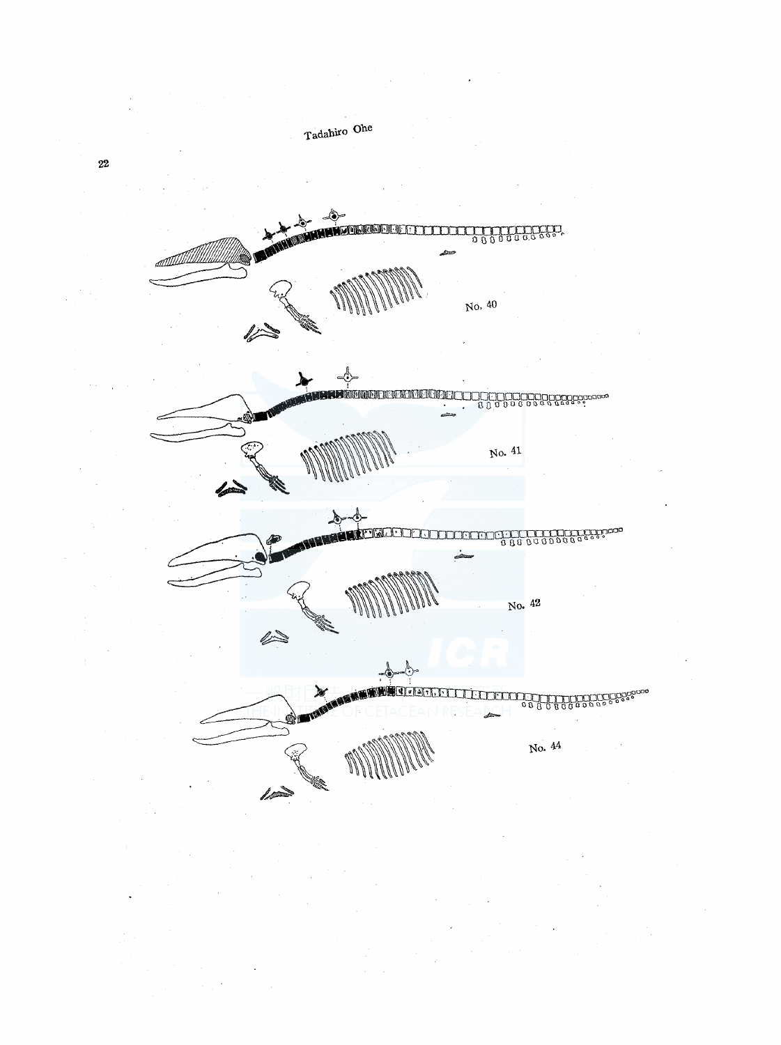No. 40

No. 41

No. 42

No. 44